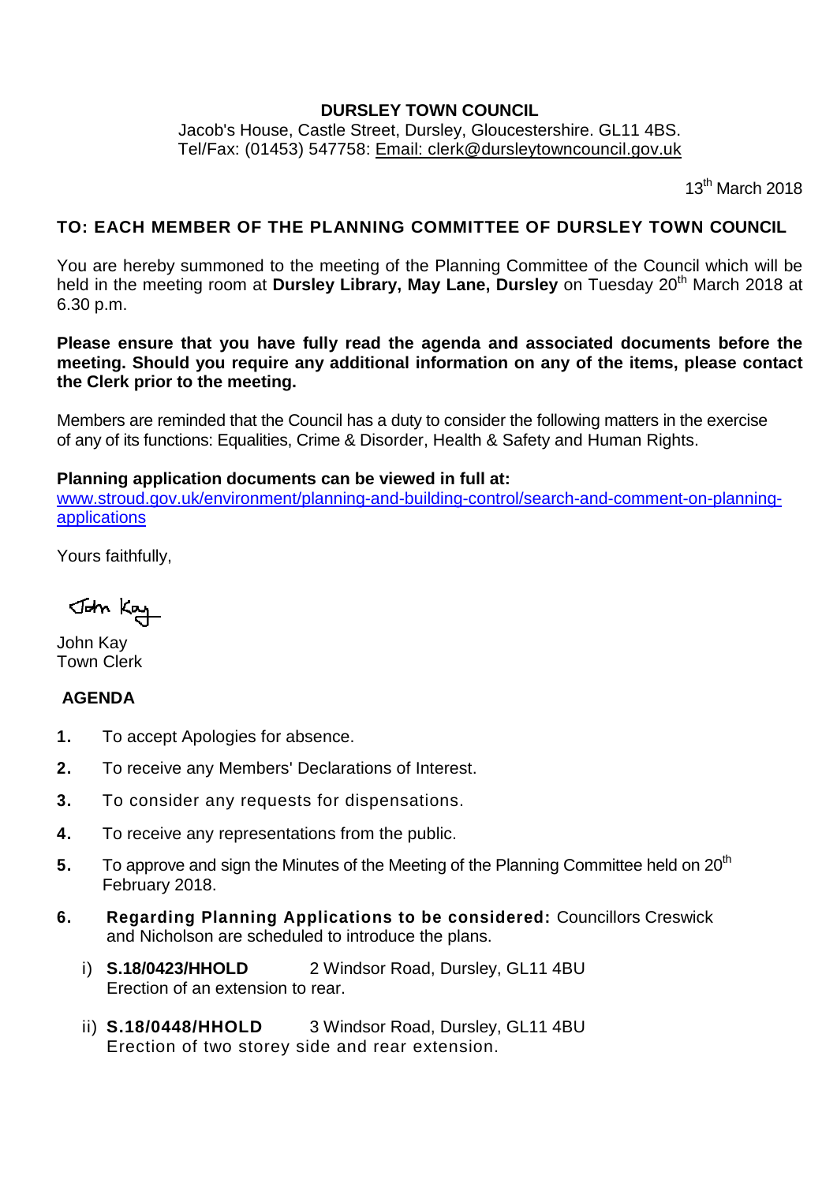**DURSLEY TOWN COUNCIL**

Jacob's House, Castle Street, Dursley, Gloucestershire. GL11 4BS.
Tel/Fax: (01453) 547758: Email: clerk@dursleytowncouncil.gov.uk

13th March 2018

**TO: EACH MEMBER OF THE PLANNING COMMITTEE OF DURSLEY TOWN COUNCIL**

You are hereby summoned to the meeting of the Planning Committee of the Council which will be held in the meeting room at **Dursley Library, May Lane, Dursley** on Tuesday 20th March 2018 at 6.30 p.m.

**Please ensure that you have fully read the agenda and associated documents before the meeting. Should you require any additional information on any of the items, please contact the Clerk prior to the meeting.**

Members are reminded that the Council has a duty to consider the following matters in the exercise of any of its functions: Equalities, Crime & Disorder, Health & Safety and Human Rights.

**Planning application documents can be viewed in full at:**
www.stroud.gov.uk/environment/planning-and-building-control/search-and-comment-on-planning-applications

Yours faithfully,

John Kay

John Kay
Town Clerk

**AGENDA**

1. To accept Apologies for absence.
2. To receive any Members' Declarations of Interest.
3. To consider any requests for dispensations.
4. To receive any representations from the public.
5. To approve and sign the Minutes of the Meeting of the Planning Committee held on 20th February 2018.
6. **Regarding Planning Applications to be considered:** Councillors Creswick and Nicholson are scheduled to introduce the plans.

   i) **S.18/0423/HHOLD** 2 Windsor Road, Dursley, GL11 4BU
   Erection of an extension to rear.

   ii) **S.18/0448/HHOLD** 3 Windsor Road, Dursley, GL11 4BU
   Erection of two storey side and rear extension.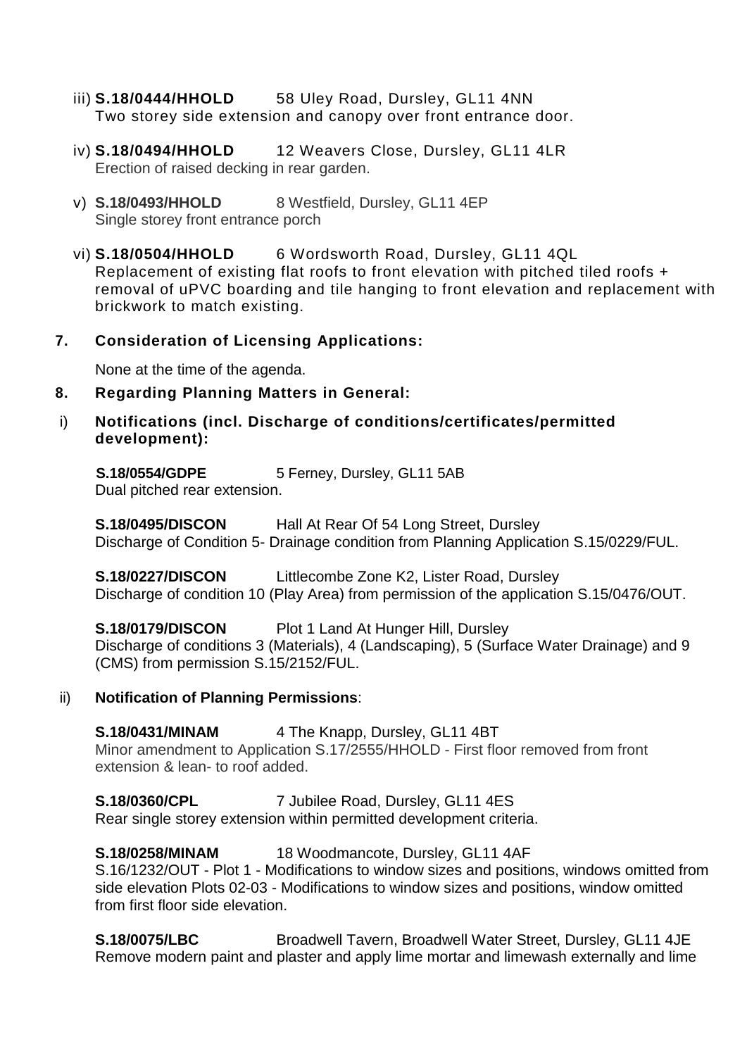iii) **S.18/0444/HHOLD** 58 Uley Road, Dursley, GL11 4NN
Two storey side extension and canopy over front entrance door.

iv) **S.18/0494/HHOLD** 12 Weavers Close, Dursley, GL11 4LR
Erection of raised decking in rear garden.

v) **S.18/0493/HHOLD** 8 Westfield, Dursley, GL11 4EP
Single storey front entrance porch

vi) **S.18/0504/HHOLD** 6 Wordsworth Road, Dursley, GL11 4QL
Replacement of existing flat roofs to front elevation with pitched tiled roofs + removal of uPVC boarding and tile hanging to front elevation and replacement with brickwork to match existing.

**7. Consideration of Licensing Applications:**

None at the time of the agenda.

**8. Regarding Planning Matters in General:**

i) **Notifications (incl. Discharge of conditions/certificates/permitted development):**

**S.18/0554/GDPE** 5 Ferney, Dursley, GL11 5AB
Dual pitched rear extension.

**S.18/0495/DISCON** Hall At Rear Of 54 Long Street, Dursley
Discharge of Condition 5- Drainage condition from Planning Application S.15/0229/FUL.

**S.18/0227/DISCON** Littlecombe Zone K2, Lister Road, Dursley
Discharge of condition 10 (Play Area) from permission of the application S.15/0476/OUT.

**S.18/0179/DISCON** Plot 1 Land At Hunger Hill, Dursley
Discharge of conditions 3 (Materials), 4 (Landscaping), 5 (Surface Water Drainage) and 9 (CMS) from permission S.15/2152/FUL.

ii) **Notification of Planning Permissions**:

**S.18/0431/MINAM** 4 The Knapp, Dursley, GL11 4BT
Minor amendment to Application S.17/2555/HHOLD - First floor removed from front extension & lean- to roof added.

**S.18/0360/CPL** 7 Jubilee Road, Dursley, GL11 4ES
Rear single storey extension within permitted development criteria.

**S.18/0258/MINAM** 18 Woodmancote, Dursley, GL11 4AF
S.16/1232/OUT - Plot 1 - Modifications to window sizes and positions, windows omitted from side elevation Plots 02-03 - Modifications to window sizes and positions, window omitted from first floor side elevation.

**S.18/0075/LBC** Broadwell Tavern, Broadwell Water Street, Dursley, GL11 4JE
Remove modern paint and plaster and apply lime mortar and limewash externally and lime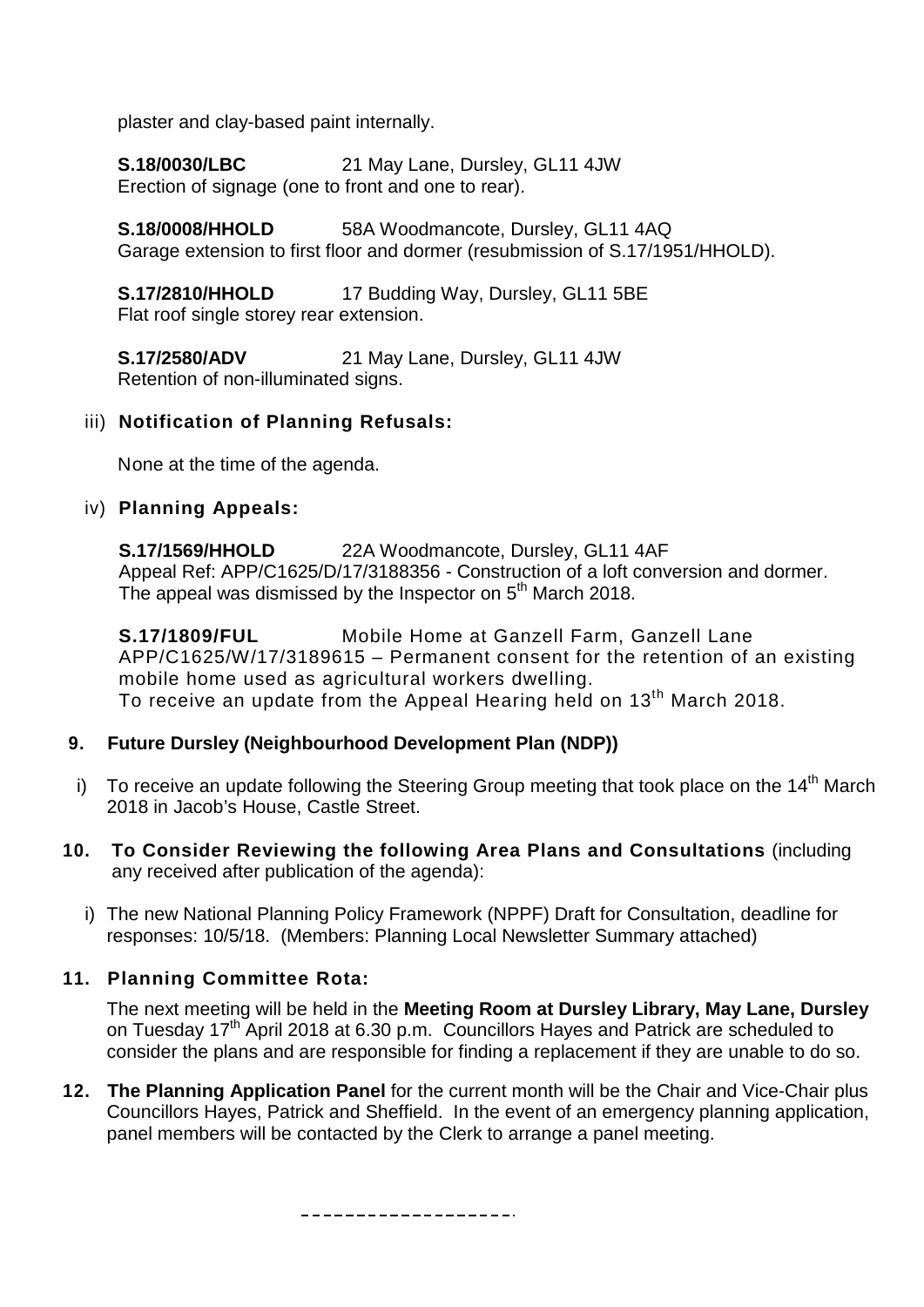plaster and clay-based paint internally.

**S.18/0030/LBC** 21 May Lane, Dursley, GL11 4JW
Erection of signage (one to front and one to rear).

**S.18/0008/HHOLD** 58A Woodmancote, Dursley, GL11 4AQ
Garage extension to first floor and dormer (resubmission of S.17/1951/HHOLD).

**S.17/2810/HHOLD** 17 Budding Way, Dursley, GL11 5BE
Flat roof single storey rear extension.

**S.17/2580/ADV** 21 May Lane, Dursley, GL11 4JW
Retention of non-illuminated signs.

iii) **Notification of Planning Refusals:**

None at the time of the agenda.

iv) **Planning Appeals:**

**S.17/1569/HHOLD** 22A Woodmancote, Dursley, GL11 4AF
Appeal Ref: APP/C1625/D/17/3188356 - Construction of a loft conversion and dormer. The appeal was dismissed by the Inspector on 5th March 2018.

**S.17/1809/FUL** Mobile Home at Ganzell Farm, Ganzell Lane
APP/C1625/W/17/3189615 – Permanent consent for the retention of an existing mobile home used as agricultural workers dwelling.
To receive an update from the Appeal Hearing held on 13th March 2018.

**9. Future Dursley (Neighbourhood Development Plan (NDP))**

i) To receive an update following the Steering Group meeting that took place on the 14th March 2018 in Jacob's House, Castle Street.

**10. To Consider Reviewing the following Area Plans and Consultations** (including any received after publication of the agenda):

i) The new National Planning Policy Framework (NPPF) Draft for Consultation, deadline for responses: 10/5/18. (Members: Planning Local Newsletter Summary attached)

**11. Planning Committee Rota:**

The next meeting will be held in the **Meeting Room at Dursley Library, May Lane, Dursley** on Tuesday 17th April 2018 at 6.30 p.m. Councillors Hayes and Patrick are scheduled to consider the plans and are responsible for finding a replacement if they are unable to do so.

**12. The Planning Application Panel** for the current month will be the Chair and Vice-Chair plus Councillors Hayes, Patrick and Sheffield. In the event of an emergency planning application, panel members will be contacted by the Clerk to arrange a panel meeting.

---